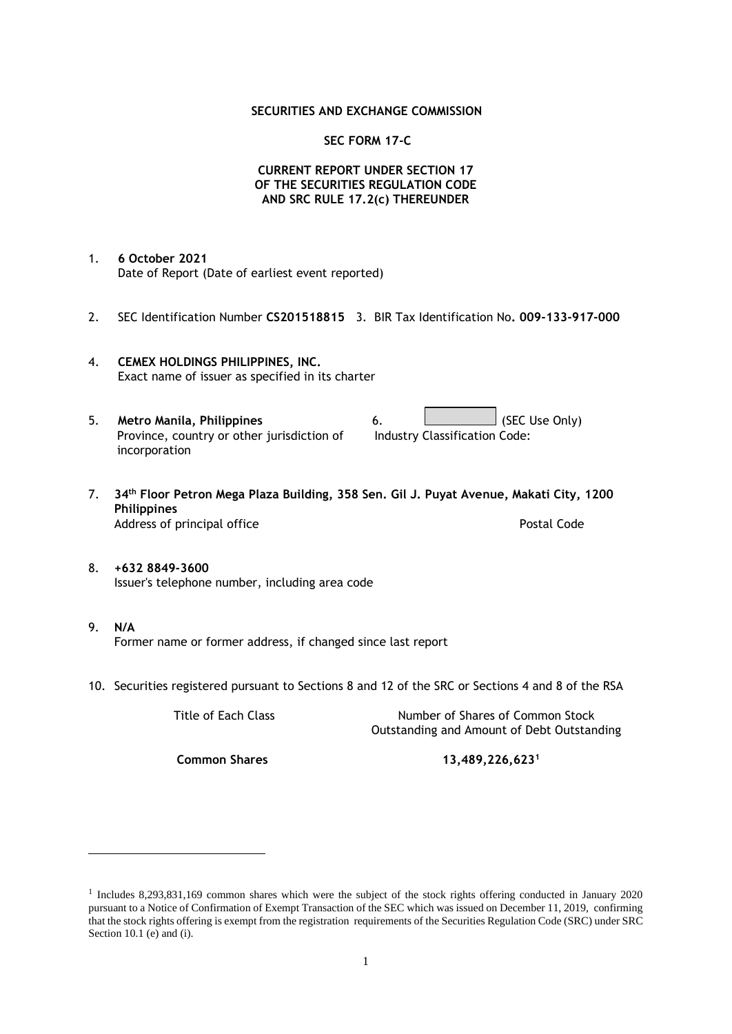**SECURITIES AND EXCHANGE COMMISSION**

**SEC FORM 17-C**

**CURRENT REPORT UNDER SECTION 17**
**OF THE SECURITIES REGULATION CODE**
**AND SRC RULE 17.2(c) THEREUNDER**

1. **6 October 2021**
   Date of Report (Date of earliest event reported)

2. SEC Identification Number **CS201518815** 3. BIR Tax Identification No**. 009-133-917-000**

4. **CEMEX HOLDINGS PHILIPPINES, INC.**
   Exact name of issuer as specified in its charter

5. **Metro Manila, Philippines**
   Province, country or other jurisdiction of incorporation

6. (SEC Use Only)
   Industry Classification Code:

7. **34th Floor Petron Mega Plaza Building, 358 Sen. Gil J. Puyat Avenue, Makati City, 1200 Philippines**
   Address of principal office Postal Code

8. **+632 8849-3600**
   Issuer's telephone number, including area code

9. **N/A**
   Former name or former address, if changed since last report

10. Securities registered pursuant to Sections 8 and 12 of the SRC or Sections 4 and 8 of the RSA

| Title of Each Class | Number of Shares of Common Stock Outstanding and Amount of Debt Outstanding |
|---|---|
| **Common Shares** | **13,489,226,623[1]** |

[1] Includes 8,293,831,169 common shares which were the subject of the stock rights offering conducted in January 2020 pursuant to a Notice of Confirmation of Exempt Transaction of the SEC which was issued on December 11, 2019, confirming that the stock rights offering is exempt from the registration requirements of the Securities Regulation Code (SRC) under SRC Section 10.1 (e) and (i).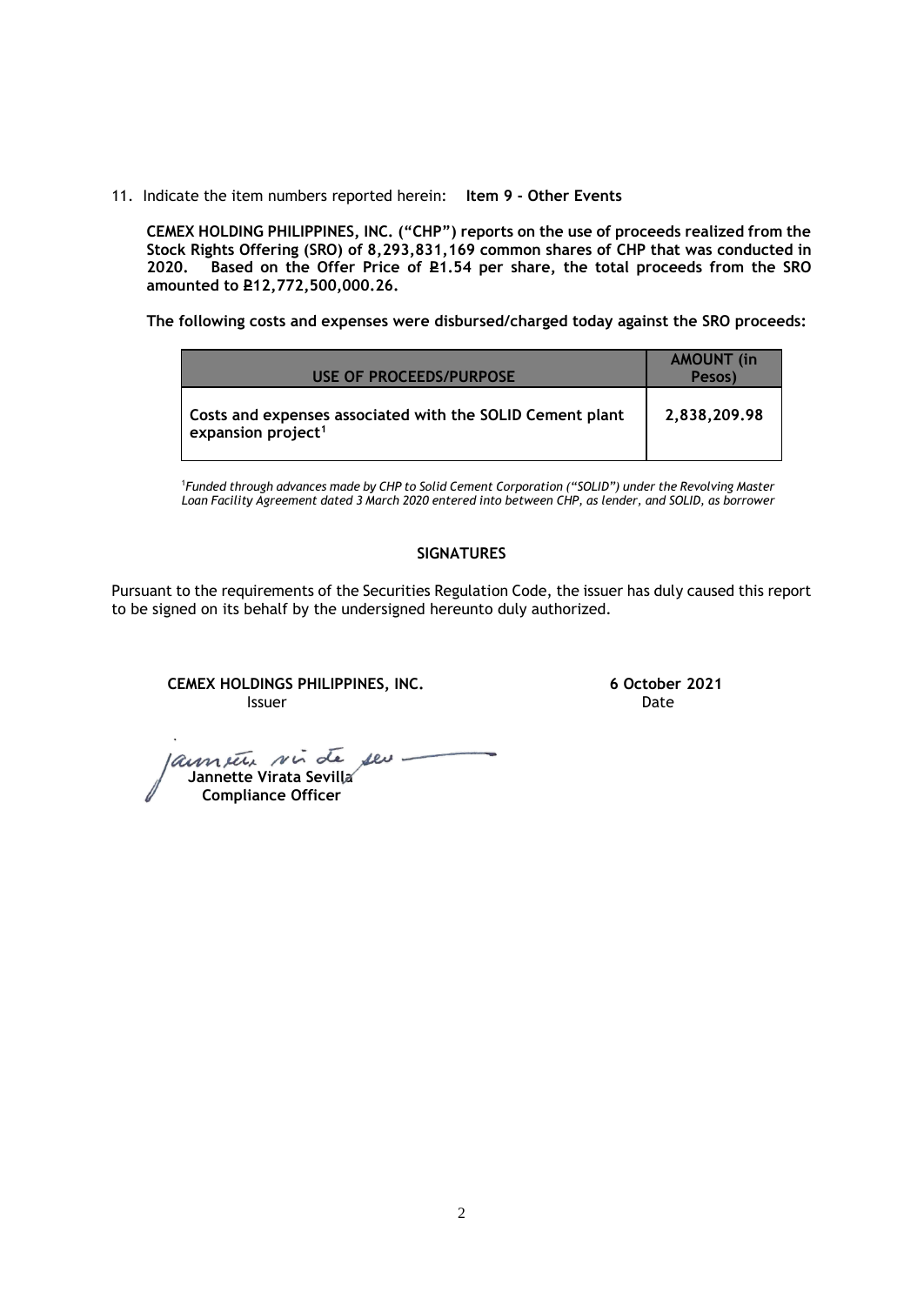11. Indicate the item numbers reported herein: **Item 9 - Other Events**

**CEMEX HOLDING PHILIPPINES, INC. ("CHP") reports on the use of proceeds realized from the Stock Rights Offering (SRO) of 8,293,831,169 common shares of CHP that was conducted in 2020. Based on the Offer Price of ₱1.54 per share, the total proceeds from the SRO amounted to ₱12,772,500,000.26.**

**The following costs and expenses were disbursed/charged today against the SRO proceeds:**

| USE OF PROCEEDS/PURPOSE | AMOUNT (in Pesos) |
|---|---|
| **Costs and expenses associated with the SOLID Cement plant expansion project[1]** | **2,838,209.98** |

[1]*Funded through advances made by CHP to Solid Cement Corporation ("SOLID") under the Revolving Master Loan Facility Agreement dated 3 March 2020 entered into between CHP, as lender, and SOLID, as borrower*

**SIGNATURES**

Pursuant to the requirements of the Securities Regulation Code, the issuer has duly caused this report to be signed on its behalf by the undersigned hereunto duly authorized.

**CEMEX HOLDINGS PHILIPPINES, INC.**
Issuer

**6 October 2021**
Date

**Jannette Virata Sevilla**
**Compliance Officer**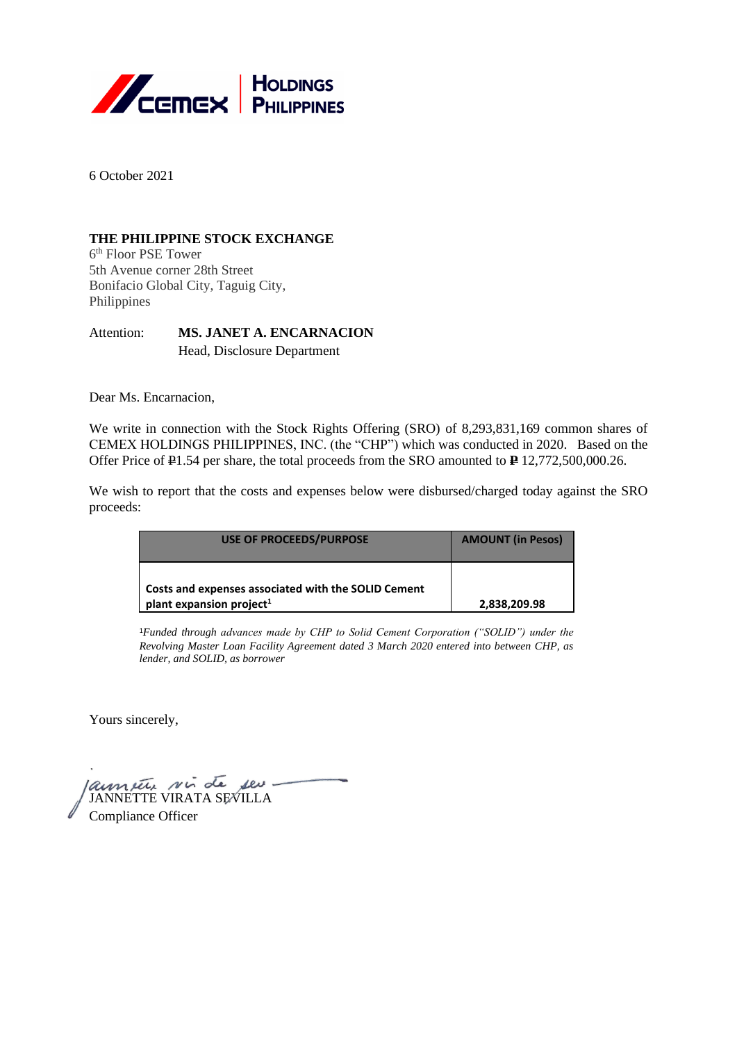CEMEX HOLDINGS PHILIPPINES

6 October 2021

**THE PHILIPPINE STOCK EXCHANGE**
6th Floor PSE Tower
5th Avenue corner 28th Street
Bonifacio Global City, Taguig City,
Philippines

Attention: **MS. JANET A. ENCARNACION**
Head, Disclosure Department

Dear Ms. Encarnacion,

We write in connection with the Stock Rights Offering (SRO) of 8,293,831,169 common shares of CEMEX HOLDINGS PHILIPPINES, INC. (the "CHP") which was conducted in 2020. Based on the Offer Price of ₱1.54 per share, the total proceeds from the SRO amounted to ₱ 12,772,500,000.26.

We wish to report that the costs and expenses below were disbursed/charged today against the SRO proceeds:

| USE OF PROCEEDS/PURPOSE | AMOUNT (in Pesos) |
|---|---|
| Costs and expenses associated with the SOLID Cement plant expansion project[1] | 2,838,209.98 |

[1]*Funded through advances made by CHP to Solid Cement Corporation ("SOLID") under the Revolving Master Loan Facility Agreement dated 3 March 2020 entered into between CHP, as lender, and SOLID, as borrower*

Yours sincerely,

JANNETTE VIRATA SEVILLA
Compliance Officer